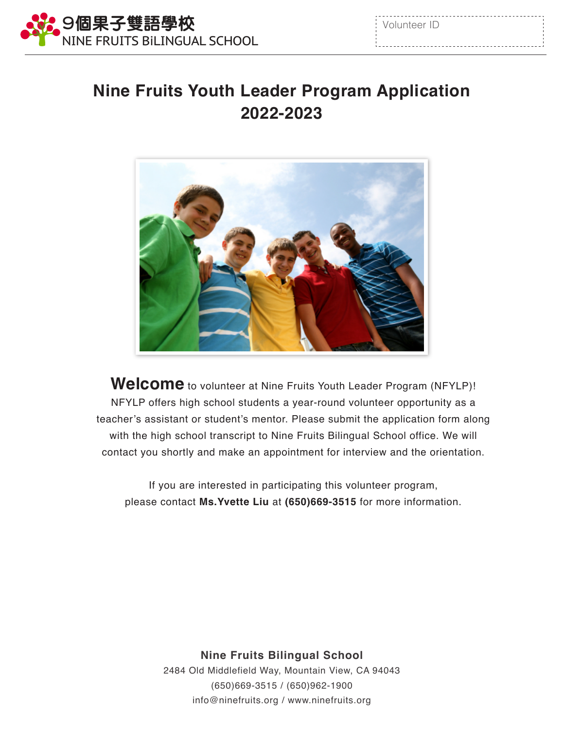9個果子雙語學校
NINE FRUITS BiLINGUAL SCHOOL

Volunteer ID

# Nine Fruits Youth Leader Program Application 2022-2023

**Welcome** to volunteer at Nine Fruits Youth Leader Program (NFYLP)! NFYLP offers high school students a year-round volunteer opportunity as a teacher's assistant or student's mentor. Please submit the application form along with the high school transcript to Nine Fruits Bilingual School office. We will contact you shortly and make an appointment for interview and the orientation.

If you are interested in participating this volunteer program, please contact **Ms.Yvette Liu** at **(650)669-3515** for more information.

**Nine Fruits Bilingual School**
2484 Old Middlefield Way, Mountain View, CA 94043
(650)669-3515 / (650)962-1900
info@ninefruits.org / www.ninefruits.org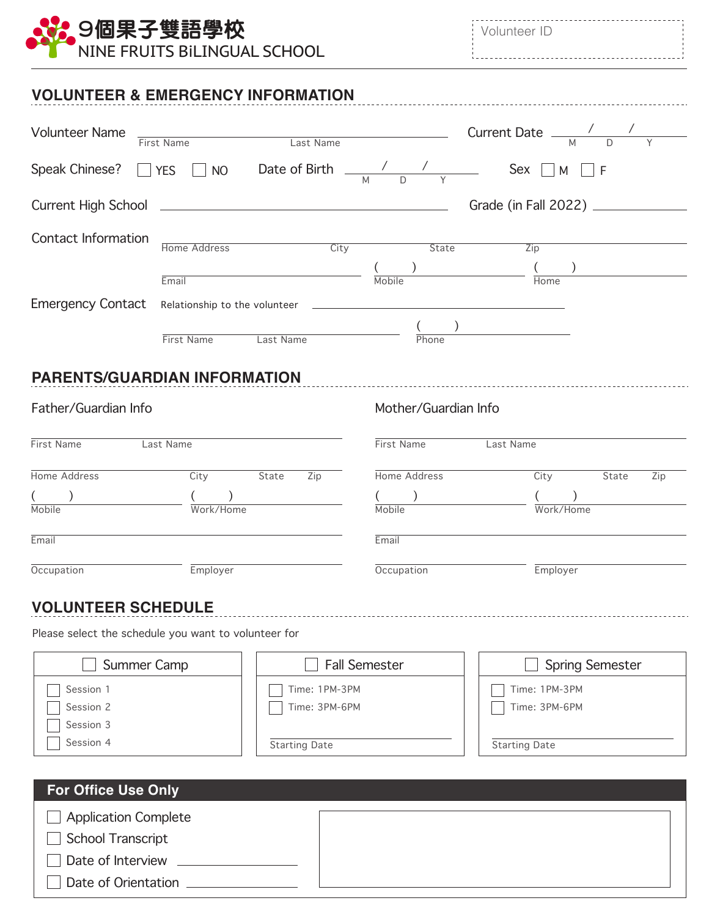9個果子雙語學校
NINE FRUITS BiLINGUAL SCHOOL

Volunteer ID

## VOLUNTEER & EMERGENCY INFORMATION

Volunteer Name ______________________ First Name Last Name

Current Date ___/___/___ M D Y

Speak Chinese? ☐ YES ☐ NO

Date of Birth ___/___/___ M D Y

Sex ☐ M ☐ F

Current High School ______________________

Grade (in Fall 2022) ______________________

Contact Information

Home Address City State Zip

Email

( ) Mobile

( ) Home

Emergency Contact

Relationship to the volunteer ______________________

First Name Last Name

( ) Phone

## PARENTS/GUARDIAN INFORMATION

| Father/Guardian Info | Mother/Guardian Info |
|---|---|
| First Name Last Name | First Name Last Name |
| Home Address City State Zip | Home Address City State Zip |
| ( ) Mobile | ( ) Mobile |
| ( ) Work/Home | ( ) Work/Home |
| Email | Email |
| Occupation | Occupation |
| Employer | Employer |

## VOLUNTEER SCHEDULE

Please select the schedule you want to volunteer for

| ☐ Summer Camp | ☐ Fall Semester | ☐ Spring Semester |
|---|---|---|
| ☐ Session 1 | ☐ Time: 1PM-3PM | ☐ Time: 1PM-3PM |
| ☐ Session 2 | ☐ Time: 3PM-6PM | ☐ Time: 3PM-6PM |
| ☐ Session 3 | | |
| ☐ Session 4 | Starting Date | Starting Date |

## For Office Use Only

☐ Application Complete

☐ School Transcript

☐ Date of Interview ______________________

☐ Date of Orientation ______________________